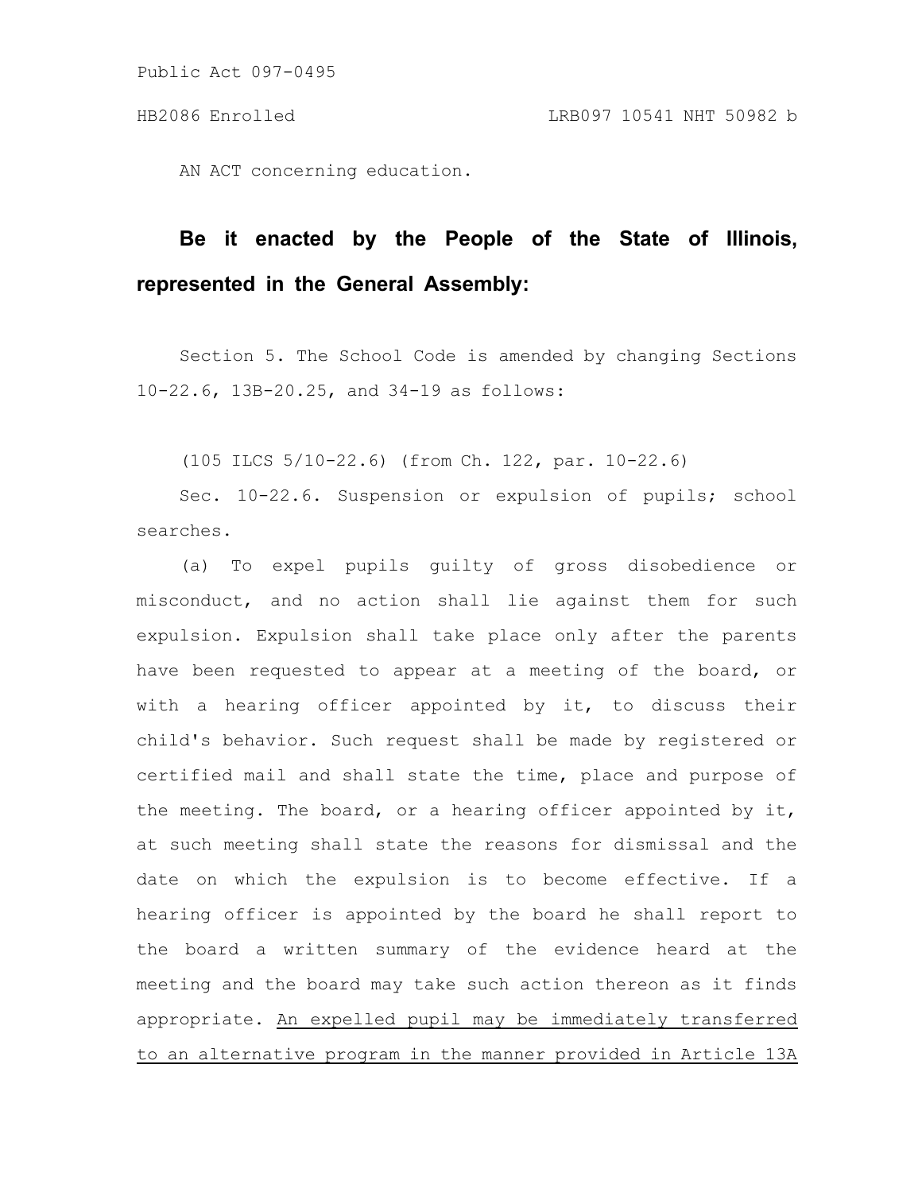Public Act 097-0495

HB2086 Enrolled LRB097 10541 NHT 50982 b

AN ACT concerning education.

**Be it enacted by the People of the State of Illinois, represented in the General Assembly:**

Section 5. The School Code is amended by changing Sections 10-22.6, 13B-20.25, and 34-19 as follows:

(105 ILCS 5/10-22.6) (from Ch. 122, par. 10-22.6)

Sec. 10-22.6. Suspension or expulsion of pupils; school searches.

(a) To expel pupils guilty of gross disobedience or misconduct, and no action shall lie against them for such expulsion. Expulsion shall take place only after the parents have been requested to appear at a meeting of the board, or with a hearing officer appointed by it, to discuss their child's behavior. Such request shall be made by registered or certified mail and shall state the time, place and purpose of the meeting. The board, or a hearing officer appointed by it, at such meeting shall state the reasons for dismissal and the date on which the expulsion is to become effective. If a hearing officer is appointed by the board he shall report to the board a written summary of the evidence heard at the meeting and the board may take such action thereon as it finds appropriate. An expelled pupil may be immediately transferred to an alternative program in the manner provided in Article 13A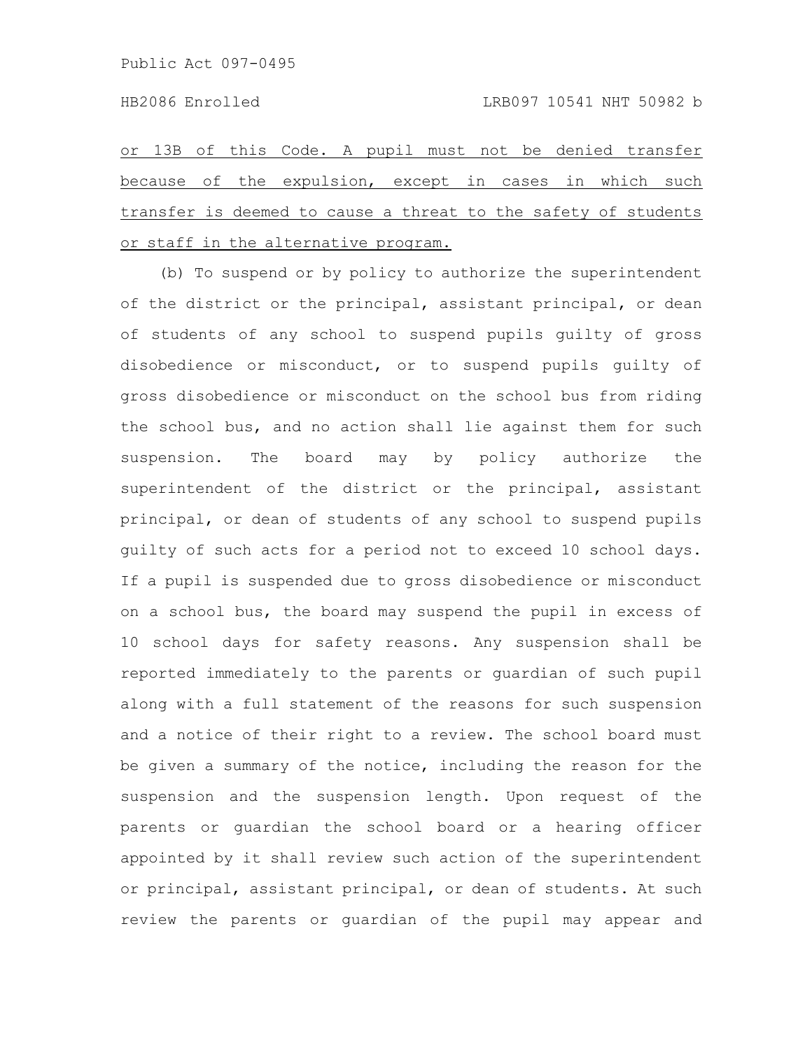<u>or 13B of this Code. A pupil must not be denied transfer because of the expulsion, except in cases in which such transfer is deemed to cause a threat to the safety of students or staff in the alternative program.</u>

(b) To suspend or by policy to authorize the superintendent of the district or the principal, assistant principal, or dean of students of any school to suspend pupils guilty of gross disobedience or misconduct, or to suspend pupils guilty of gross disobedience or misconduct on the school bus from riding the school bus, and no action shall lie against them for such suspension. The board may by policy authorize the superintendent of the district or the principal, assistant principal, or dean of students of any school to suspend pupils guilty of such acts for a period not to exceed 10 school days. If a pupil is suspended due to gross disobedience or misconduct on a school bus, the board may suspend the pupil in excess of 10 school days for safety reasons. Any suspension shall be reported immediately to the parents or guardian of such pupil along with a full statement of the reasons for such suspension and a notice of their right to a review. The school board must be given a summary of the notice, including the reason for the suspension and the suspension length. Upon request of the parents or guardian the school board or a hearing officer appointed by it shall review such action of the superintendent or principal, assistant principal, or dean of students. At such review the parents or guardian of the pupil may appear and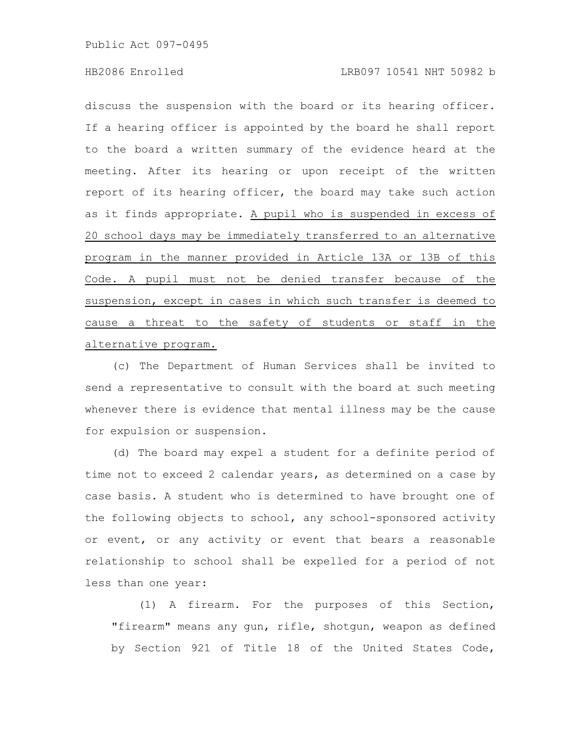discuss the suspension with the board or its hearing officer. If a hearing officer is appointed by the board he shall report to the board a written summary of the evidence heard at the meeting. After its hearing or upon receipt of the written report of its hearing officer, the board may take such action as it finds appropriate. <u>A pupil who is suspended in excess of 20 school days may be immediately transferred to an alternative program in the manner provided in Article 13A or 13B of this Code. A pupil must not be denied transfer because of the suspension, except in cases in which such transfer is deemed to cause a threat to the safety of students or staff in the alternative program.</u>

(c) The Department of Human Services shall be invited to send a representative to consult with the board at such meeting whenever there is evidence that mental illness may be the cause for expulsion or suspension.

(d) The board may expel a student for a definite period of time not to exceed 2 calendar years, as determined on a case by case basis. A student who is determined to have brought one of the following objects to school, any school-sponsored activity or event, or any activity or event that bears a reasonable relationship to school shall be expelled for a period of not less than one year:

(1) A firearm. For the purposes of this Section, "firearm" means any gun, rifle, shotgun, weapon as defined by Section 921 of Title 18 of the United States Code,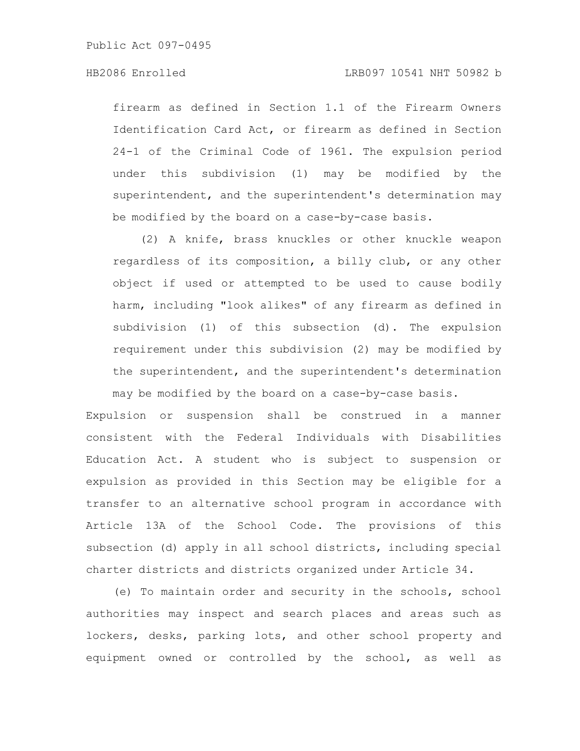firearm as defined in Section 1.1 of the Firearm Owners Identification Card Act, or firearm as defined in Section 24-1 of the Criminal Code of 1961. The expulsion period under this subdivision (1) may be modified by the superintendent, and the superintendent's determination may be modified by the board on a case-by-case basis.

(2) A knife, brass knuckles or other knuckle weapon regardless of its composition, a billy club, or any other object if used or attempted to be used to cause bodily harm, including "look alikes" of any firearm as defined in subdivision (1) of this subsection (d). The expulsion requirement under this subdivision (2) may be modified by the superintendent, and the superintendent's determination may be modified by the board on a case-by-case basis.

Expulsion or suspension shall be construed in a manner consistent with the Federal Individuals with Disabilities Education Act. A student who is subject to suspension or expulsion as provided in this Section may be eligible for a transfer to an alternative school program in accordance with Article 13A of the School Code. The provisions of this subsection (d) apply in all school districts, including special charter districts and districts organized under Article 34.

(e) To maintain order and security in the schools, school authorities may inspect and search places and areas such as lockers, desks, parking lots, and other school property and equipment owned or controlled by the school, as well as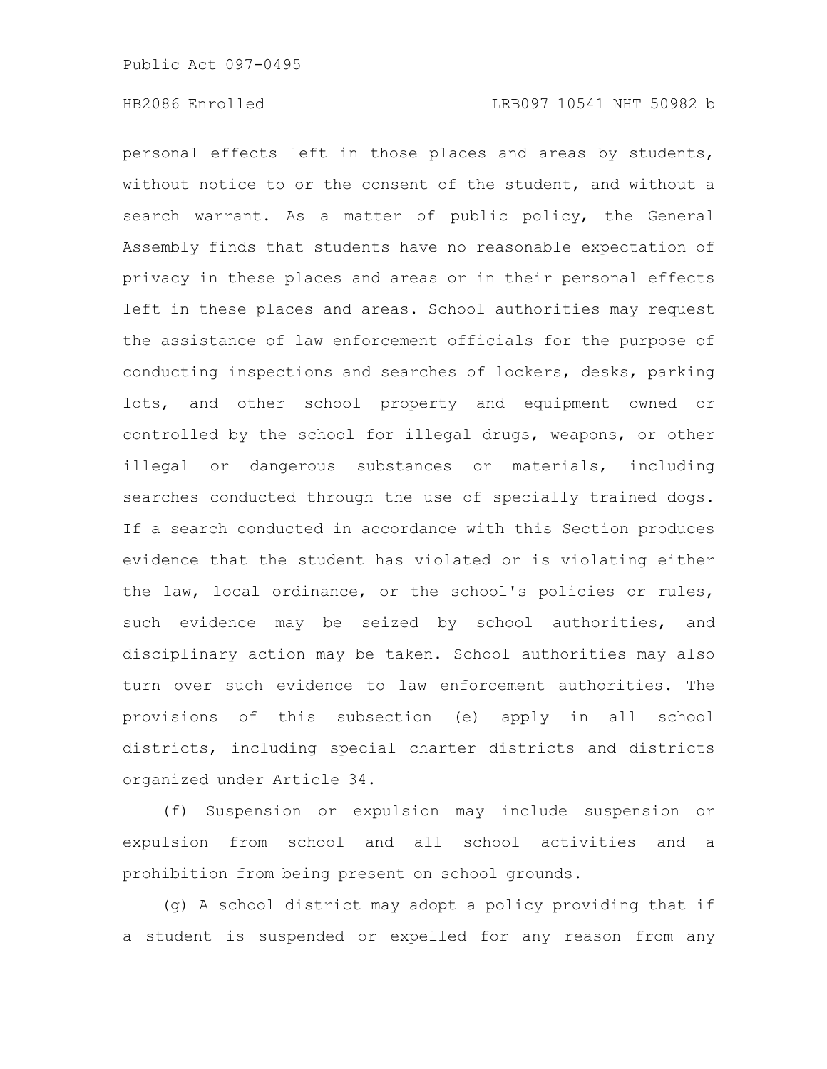personal effects left in those places and areas by students, without notice to or the consent of the student, and without a search warrant. As a matter of public policy, the General Assembly finds that students have no reasonable expectation of privacy in these places and areas or in their personal effects left in these places and areas. School authorities may request the assistance of law enforcement officials for the purpose of conducting inspections and searches of lockers, desks, parking lots, and other school property and equipment owned or controlled by the school for illegal drugs, weapons, or other illegal or dangerous substances or materials, including searches conducted through the use of specially trained dogs. If a search conducted in accordance with this Section produces evidence that the student has violated or is violating either the law, local ordinance, or the school's policies or rules, such evidence may be seized by school authorities, and disciplinary action may be taken. School authorities may also turn over such evidence to law enforcement authorities. The provisions of this subsection (e) apply in all school districts, including special charter districts and districts organized under Article 34.

(f) Suspension or expulsion may include suspension or expulsion from school and all school activities and a prohibition from being present on school grounds.

(g) A school district may adopt a policy providing that if a student is suspended or expelled for any reason from any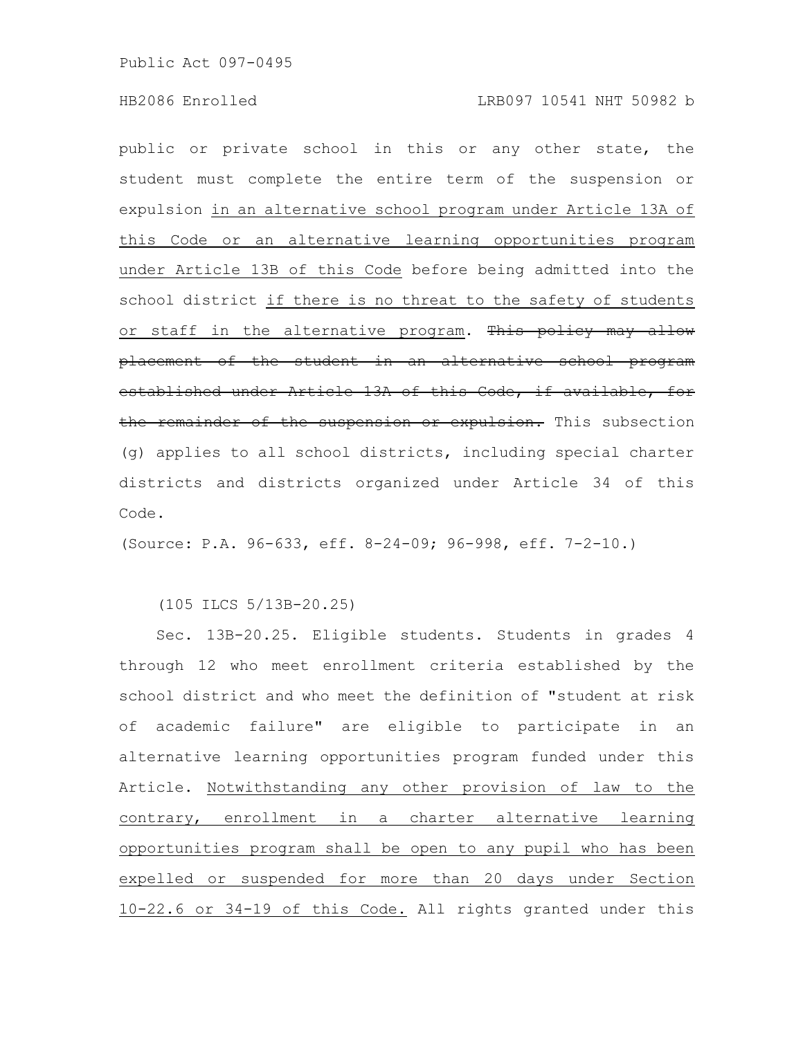public or private school in this or any other state, the student must complete the entire term of the suspension or expulsion <u>in an alternative school program under Article 13A of this Code or an alternative learning opportunities program under Article 13B of this Code</u> before being admitted into the school district <u>if there is no threat to the safety of students or staff in the alternative program</u>. ~~This policy may allow placement of the student in an alternative school program established under Article 13A of this Code, if available, for the remainder of the suspension or expulsion.~~ This subsection (g) applies to all school districts, including special charter districts and districts organized under Article 34 of this Code.

(Source: P.A. 96-633, eff. 8-24-09; 96-998, eff. 7-2-10.)

(105 ILCS 5/13B-20.25)

Sec. 13B-20.25. Eligible students. Students in grades 4 through 12 who meet enrollment criteria established by the school district and who meet the definition of "student at risk of academic failure" are eligible to participate in an alternative learning opportunities program funded under this Article. <u>Notwithstanding any other provision of law to the contrary, enrollment in a charter alternative learning opportunities program shall be open to any pupil who has been expelled or suspended for more than 20 days under Section 10-22.6 or 34-19 of this Code.</u> All rights granted under this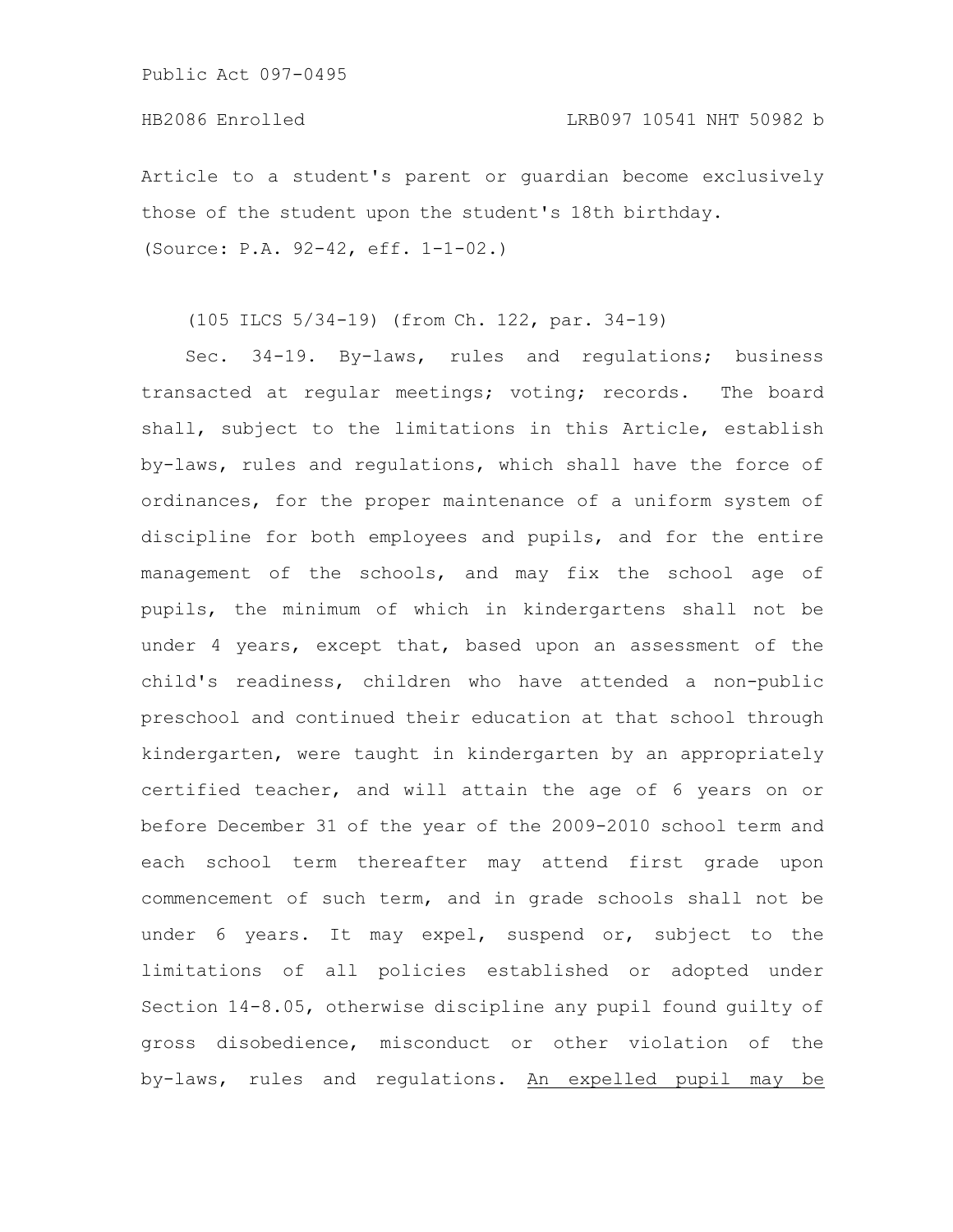Article to a student's parent or guardian become exclusively those of the student upon the student's 18th birthday.

(Source: P.A. 92-42, eff. 1-1-02.)

(105 ILCS 5/34-19) (from Ch. 122, par. 34-19)

Sec. 34-19. By-laws, rules and regulations; business transacted at regular meetings; voting; records. The board shall, subject to the limitations in this Article, establish by-laws, rules and regulations, which shall have the force of ordinances, for the proper maintenance of a uniform system of discipline for both employees and pupils, and for the entire management of the schools, and may fix the school age of pupils, the minimum of which in kindergartens shall not be under 4 years, except that, based upon an assessment of the child's readiness, children who have attended a non-public preschool and continued their education at that school through kindergarten, were taught in kindergarten by an appropriately certified teacher, and will attain the age of 6 years on or before December 31 of the year of the 2009-2010 school term and each school term thereafter may attend first grade upon commencement of such term, and in grade schools shall not be under 6 years. It may expel, suspend or, subject to the limitations of all policies established or adopted under Section 14-8.05, otherwise discipline any pupil found guilty of gross disobedience, misconduct or other violation of the by-laws, rules and regulations. <u>An expelled pupil may be</u>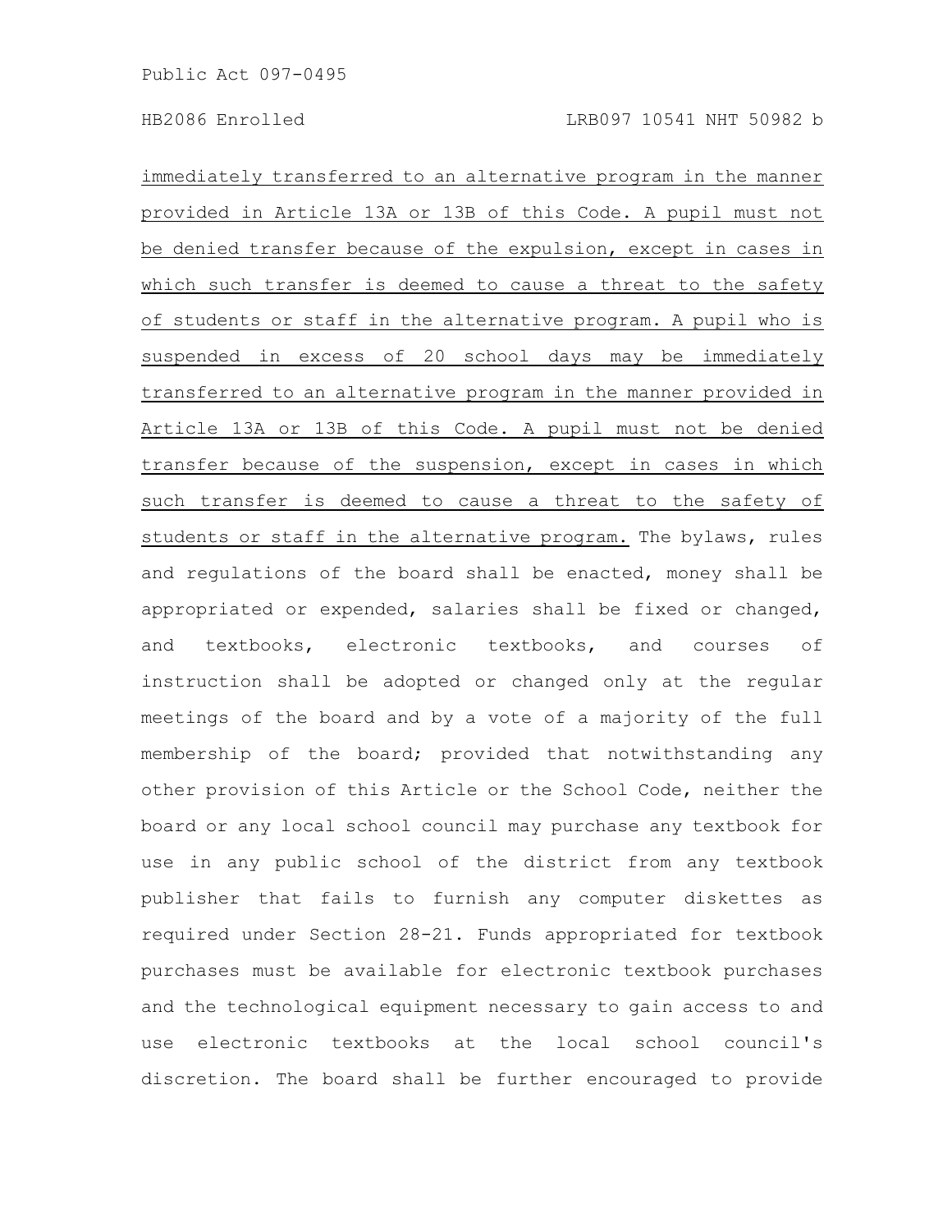immediately transferred to an alternative program in the manner provided in Article 13A or 13B of this Code. A pupil must not be denied transfer because of the expulsion, except in cases in which such transfer is deemed to cause a threat to the safety of students or staff in the alternative program. A pupil who is suspended in excess of 20 school days may be immediately transferred to an alternative program in the manner provided in Article 13A or 13B of this Code. A pupil must not be denied transfer because of the suspension, except in cases in which such transfer is deemed to cause a threat to the safety of students or staff in the alternative program. The bylaws, rules and regulations of the board shall be enacted, money shall be appropriated or expended, salaries shall be fixed or changed, and textbooks, electronic textbooks, and courses of instruction shall be adopted or changed only at the regular meetings of the board and by a vote of a majority of the full membership of the board; provided that notwithstanding any other provision of this Article or the School Code, neither the board or any local school council may purchase any textbook for use in any public school of the district from any textbook publisher that fails to furnish any computer diskettes as required under Section 28-21. Funds appropriated for textbook purchases must be available for electronic textbook purchases and the technological equipment necessary to gain access to and use electronic textbooks at the local school council's discretion. The board shall be further encouraged to provide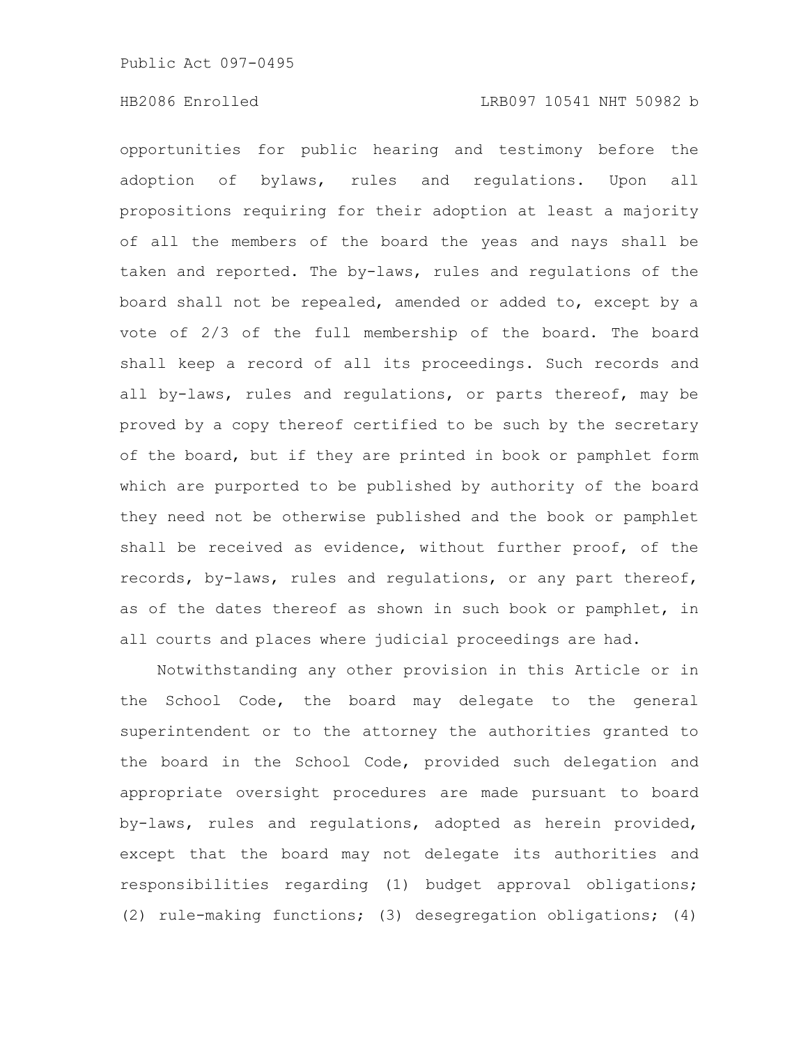opportunities for public hearing and testimony before the adoption of bylaws, rules and regulations. Upon all propositions requiring for their adoption at least a majority of all the members of the board the yeas and nays shall be taken and reported. The by-laws, rules and regulations of the board shall not be repealed, amended or added to, except by a vote of 2/3 of the full membership of the board. The board shall keep a record of all its proceedings. Such records and all by-laws, rules and regulations, or parts thereof, may be proved by a copy thereof certified to be such by the secretary of the board, but if they are printed in book or pamphlet form which are purported to be published by authority of the board they need not be otherwise published and the book or pamphlet shall be received as evidence, without further proof, of the records, by-laws, rules and regulations, or any part thereof, as of the dates thereof as shown in such book or pamphlet, in all courts and places where judicial proceedings are had.

Notwithstanding any other provision in this Article or in the School Code, the board may delegate to the general superintendent or to the attorney the authorities granted to the board in the School Code, provided such delegation and appropriate oversight procedures are made pursuant to board by-laws, rules and regulations, adopted as herein provided, except that the board may not delegate its authorities and responsibilities regarding (1) budget approval obligations; (2) rule-making functions; (3) desegregation obligations; (4)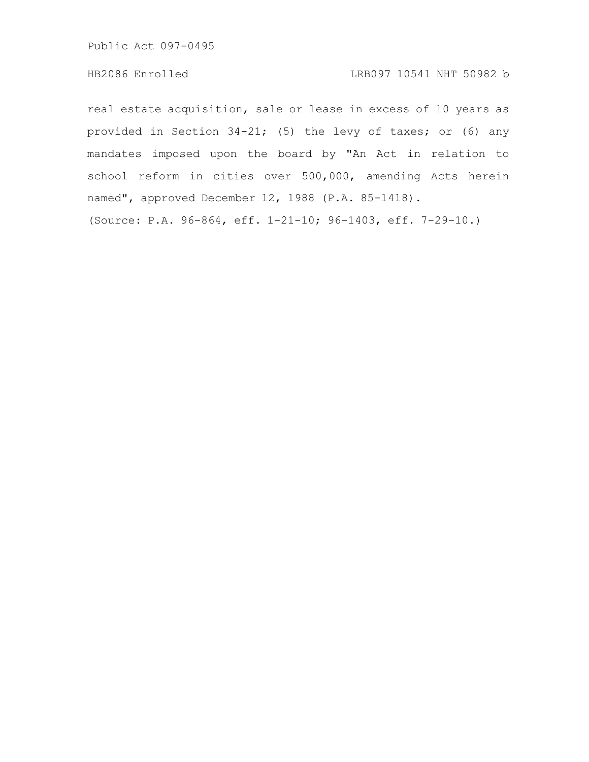real estate acquisition, sale or lease in excess of 10 years as provided in Section 34-21; (5) the levy of taxes; or (6) any mandates imposed upon the board by "An Act in relation to school reform in cities over 500,000, amending Acts herein named", approved December 12, 1988 (P.A. 85-1418).

(Source: P.A. 96-864, eff. 1-21-10; 96-1403, eff. 7-29-10.)